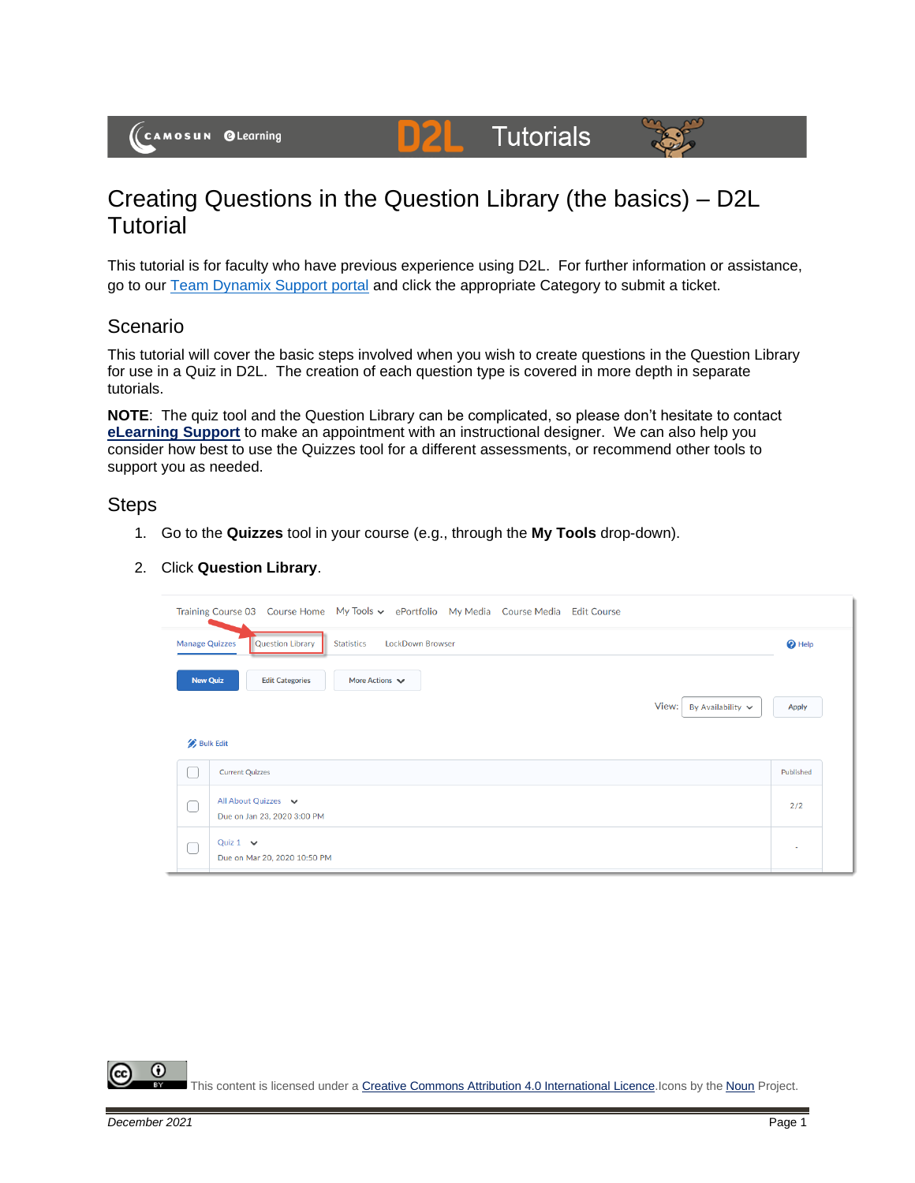# Creating Questions in the Question Library (the basics) – D2L Tutorial

This tutorial is for faculty who have previous experience using D2L. For further information or assistance, go to our Team Dynamix Support portal and click the appropriate Category to submit a ticket.

## Scenario

This tutorial will cover the basic steps involved when you wish to create questions in the Question Library for use in a Quiz in D2L. The creation of each question type is covered in more depth in separate tutorials.

**NOTE**: The quiz tool and the Question Library can be complicated, so please don't hesitate to contact **eLearning Support** to make an appointment with an instructional designer. We can also help you consider how best to use the Quizzes tool for a different assessments, or recommend other tools to support you as needed.

## Steps

1. Go to the **Quizzes** tool in your course (e.g., through the **My Tools** drop-down).
2. Click **Question Library**.

This content is licensed under a Creative Commons Attribution 4.0 International Licence. Icons by the Noun Project.

December 2021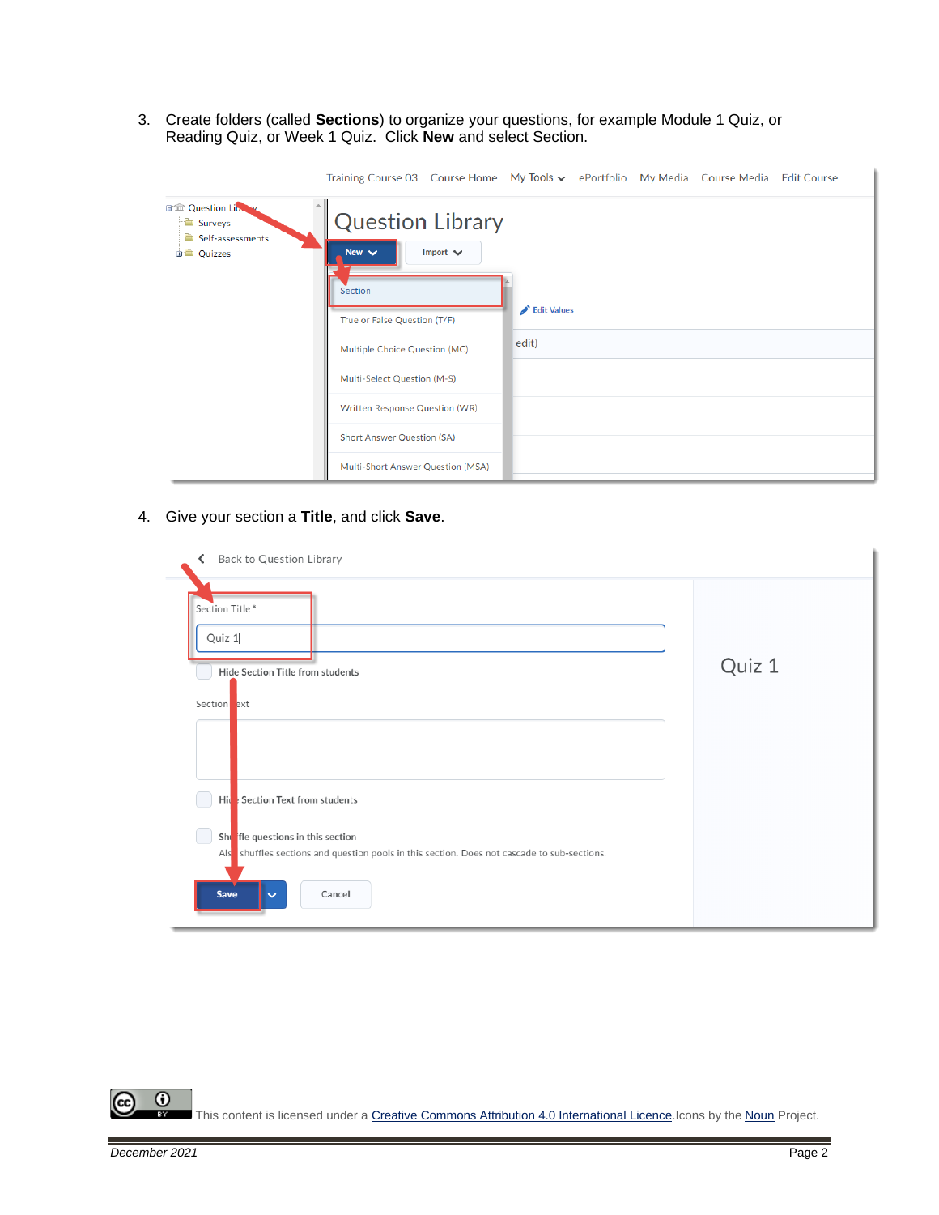3. Create folders (called **Sections**) to organize your questions, for example Module 1 Quiz, or Reading Quiz, or Week 1 Quiz. Click **New** and select Section.

4. Give your section a **Title**, and click **Save**.

This content is licensed under a Creative Commons Attribution 4.0 International Licence.Icons by the Noun Project.

*December 2021*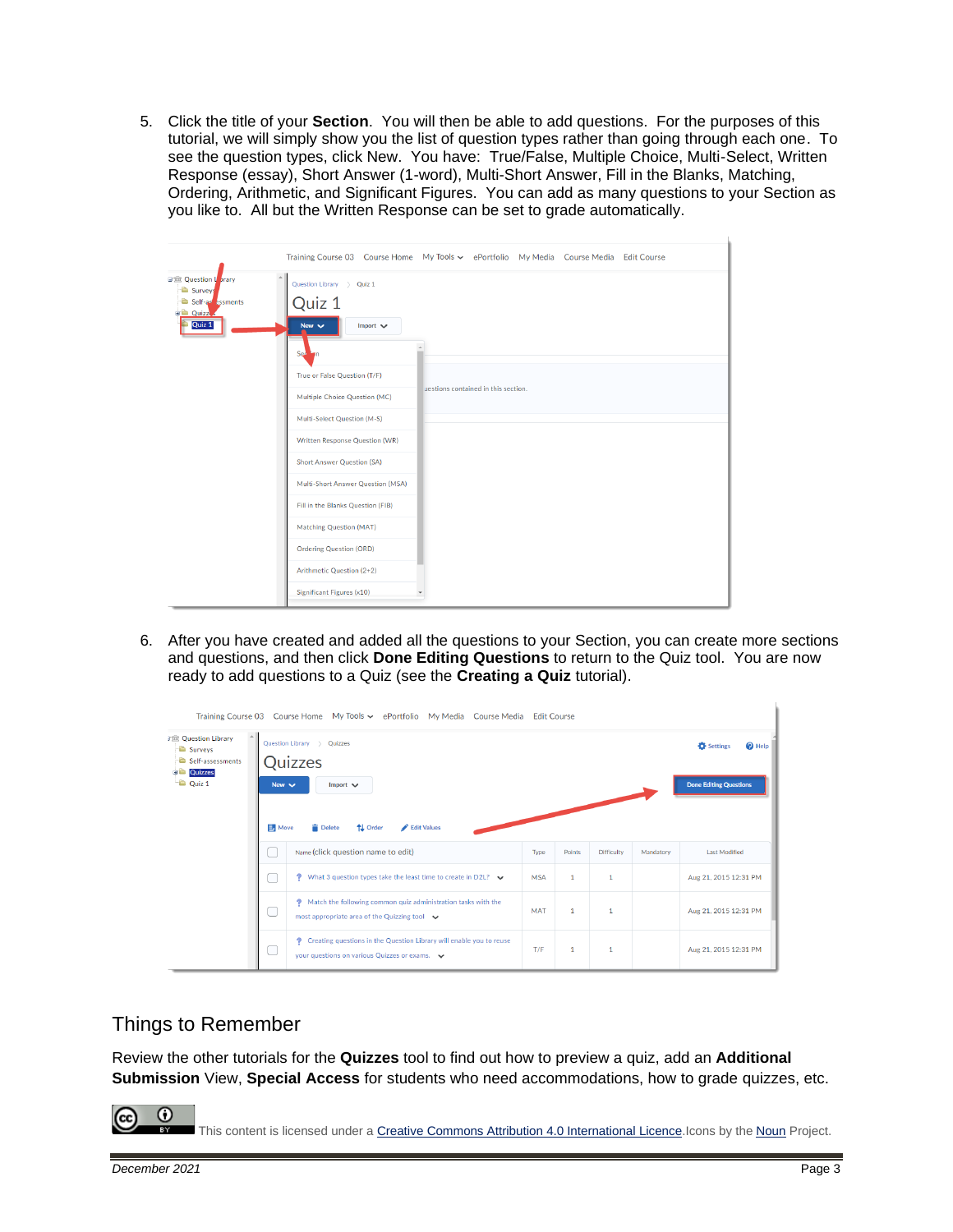5. Click the title of your **Section**. You will then be able to add questions. For the purposes of this tutorial, we will simply show you the list of question types rather than going through each one. To see the question types, click New. You have: True/False, Multiple Choice, Multi-Select, Written Response (essay), Short Answer (1-word), Multi-Short Answer, Fill in the Blanks, Matching, Ordering, Arithmetic, and Significant Figures. You can add as many questions to your Section as you like to. All but the Written Response can be set to grade automatically.

6. After you have created and added all the questions to your Section, you can create more sections and questions, and then click **Done Editing Questions** to return to the Quiz tool. You are now ready to add questions to a Quiz (see the **Creating a Quiz** tutorial).

## Things to Remember

Review the other tutorials for the **Quizzes** tool to find out how to preview a quiz, add an **Additional Submission** View, **Special Access** for students who need accommodations, how to grade quizzes, etc.

This content is licensed under a Creative Commons Attribution 4.0 International Licence.Icons by the Noun Project.

December 2021